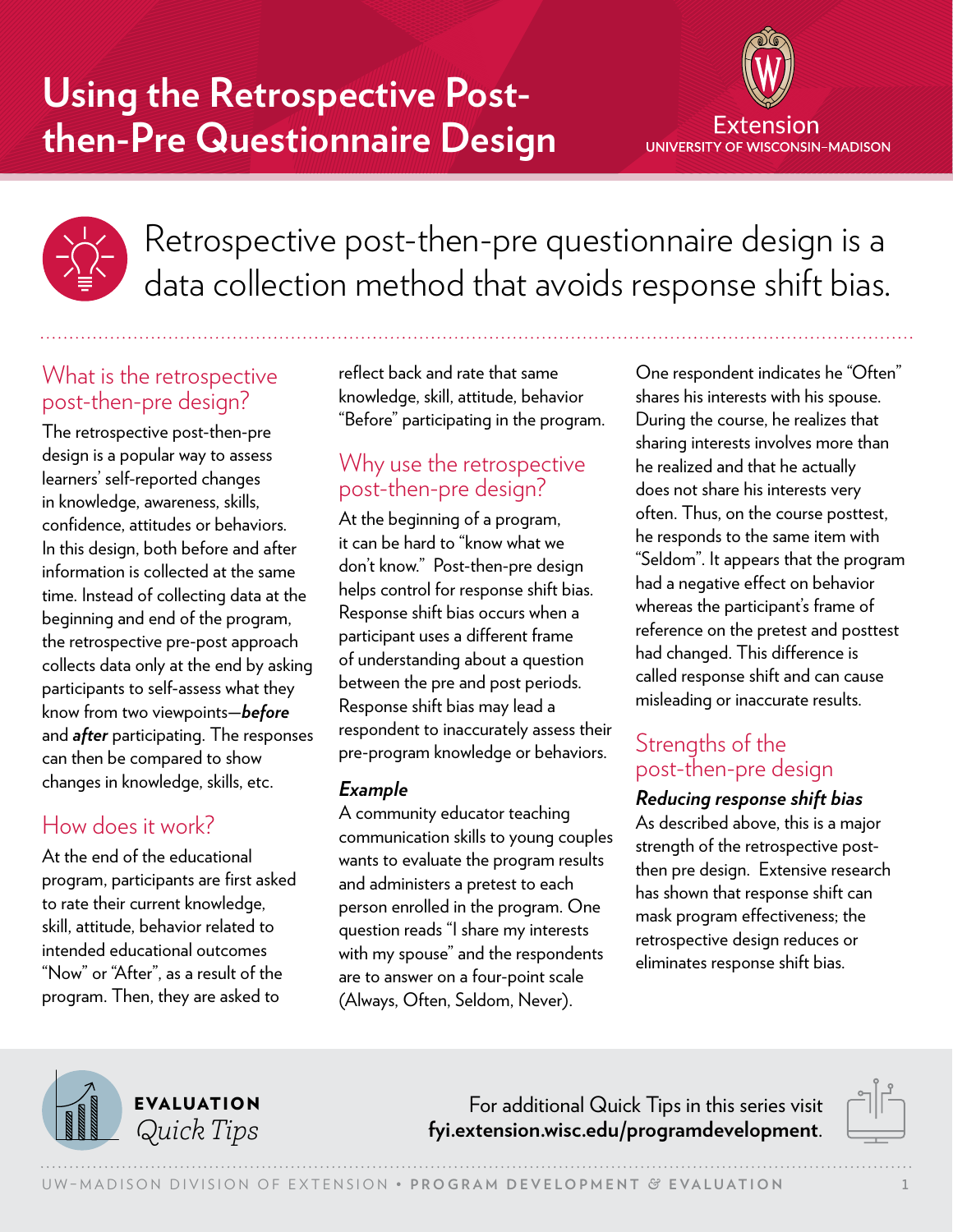# Using the Retrospective Post-then-Pre Questionnaire Design

Extension
UNIVERSITY OF WISCONSIN–MADISON

Retrospective post-then-pre questionnaire design is a data collection method that avoids response shift bias.

## What is the retrospective post-then-pre design?

The retrospective post-then-pre design is a popular way to assess learners' self-reported changes in knowledge, awareness, skills, confidence, attitudes or behaviors. In this design, both before and after information is collected at the same time. Instead of collecting data at the beginning and end of the program, the retrospective pre-post approach collects data only at the end by asking participants to self-assess what they know from two viewpoints—***before*** and ***after*** participating. The responses can then be compared to show changes in knowledge, skills, etc.

## How does it work?

At the end of the educational program, participants are first asked to rate their current knowledge, skill, attitude, behavior related to intended educational outcomes "Now" or "After", as a result of the program. Then, they are asked to reflect back and rate that same knowledge, skill, attitude, behavior "Before" participating in the program.

## Why use the retrospective post-then-pre design?

At the beginning of a program, it can be hard to "know what we don't know." Post-then-pre design helps control for response shift bias. Response shift bias occurs when a participant uses a different frame of understanding about a question between the pre and post periods. Response shift bias may lead a respondent to inaccurately assess their pre-program knowledge or behaviors.

### *Example*

A community educator teaching communication skills to young couples wants to evaluate the program results and administers a pretest to each person enrolled in the program. One question reads "I share my interests with my spouse" and the respondents are to answer on a four-point scale (Always, Often, Seldom, Never).

One respondent indicates he "Often" shares his interests with his spouse. During the course, he realizes that sharing interests involves more than he realized and that he actually does not share his interests very often. Thus, on the course posttest, he responds to the same item with "Seldom". It appears that the program had a negative effect on behavior whereas the participant's frame of reference on the pretest and posttest had changed. This difference is called response shift and can cause misleading or inaccurate results.

## Strengths of the post-then-pre design

### *Reducing response shift bias*

As described above, this is a major strength of the retrospective post-then pre design. Extensive research has shown that response shift can mask program effectiveness; the retrospective design reduces or eliminates response shift bias.

**EVALUATION** *Quick Tips*

For additional Quick Tips in this series visit **fyi.extension.wisc.edu/programdevelopment**.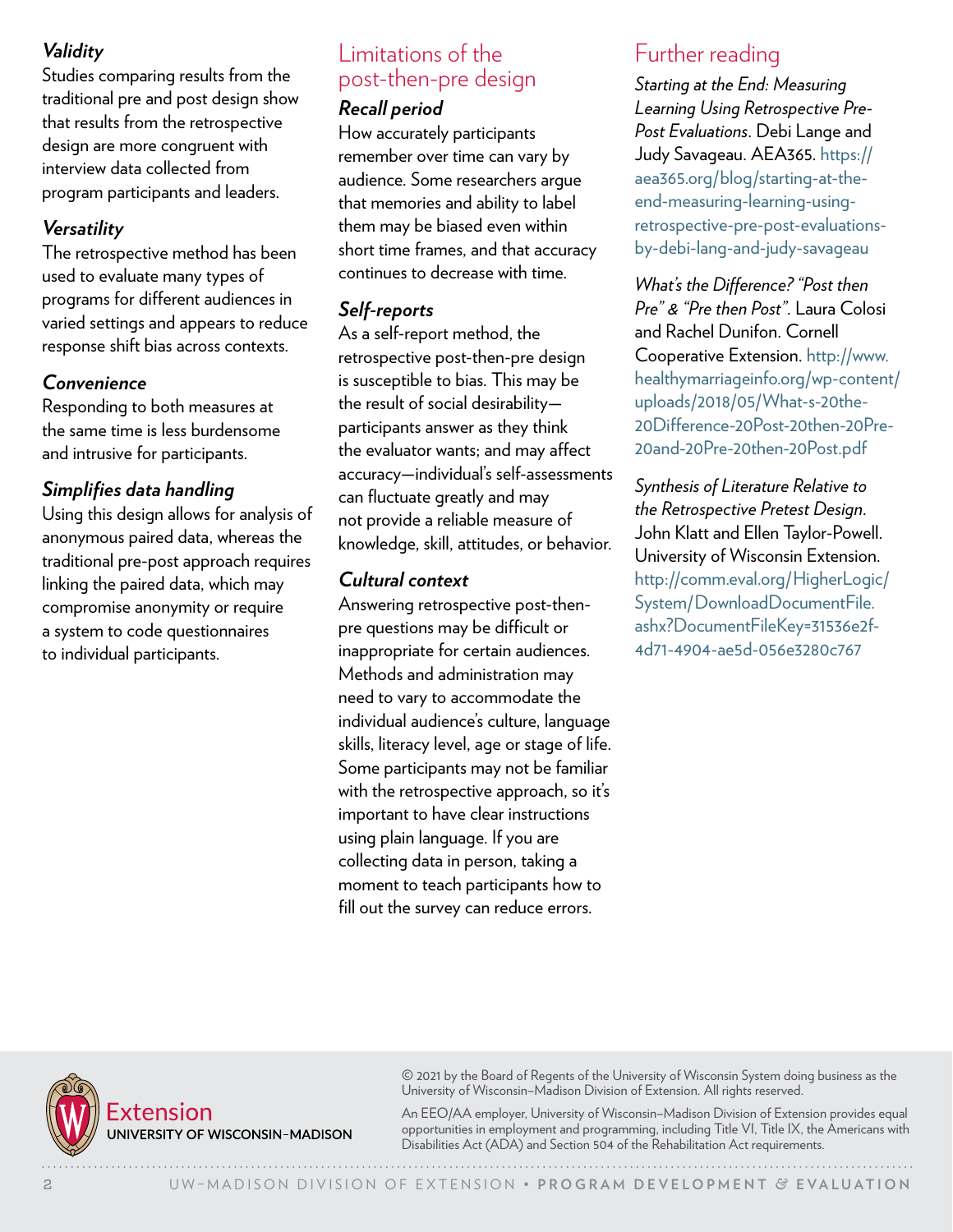### *Validity*

Studies comparing results from the traditional pre and post design show that results from the retrospective design are more congruent with interview data collected from program participants and leaders.

### *Versatility*

The retrospective method has been used to evaluate many types of programs for different audiences in varied settings and appears to reduce response shift bias across contexts.

### *Convenience*

Responding to both measures at the same time is less burdensome and intrusive for participants.

### *Simplifies data handling*

Using this design allows for analysis of anonymous paired data, whereas the traditional pre-post approach requires linking the paired data, which may compromise anonymity or require a system to code questionnaires to individual participants.

## Limitations of the post-then-pre design

### *Recall period*

How accurately participants remember over time can vary by audience. Some researchers argue that memories and ability to label them may be biased even within short time frames, and that accuracy continues to decrease with time.

### *Self-reports*

As a self-report method, the retrospective post-then-pre design is susceptible to bias. This may be the result of social desirability—participants answer as they think the evaluator wants; and may affect accuracy—individual's self-assessments can fluctuate greatly and may not provide a reliable measure of knowledge, skill, attitudes, or behavior.

### *Cultural context*

Answering retrospective post-then-pre questions may be difficult or inappropriate for certain audiences. Methods and administration may need to vary to accommodate the individual audience's culture, language skills, literacy level, age or stage of life. Some participants may not be familiar with the retrospective approach, so it's important to have clear instructions using plain language. If you are collecting data in person, taking a moment to teach participants how to fill out the survey can reduce errors.

## Further reading

*Starting at the End: Measuring Learning Using Retrospective Pre-Post Evaluations*. Debi Lange and Judy Savageau. AEA365. https://aea365.org/blog/starting-at-the-end-measuring-learning-using-retrospective-pre-post-evaluations-by-debi-lang-and-judy-savageau

*What's the Difference? "Post then Pre" & "Pre then Post"*. Laura Colosi and Rachel Dunifon. Cornell Cooperative Extension. http://www.healthymarriageinfo.org/wp-content/uploads/2018/05/What-s-20the-20Difference-20Post-20then-20Pre-20and-20Pre-20then-20Post.pdf

*Synthesis of Literature Relative to the Retrospective Pretest Design*. John Klatt and Ellen Taylor-Powell. University of Wisconsin Extension. http://comm.eval.org/HigherLogic/System/DownloadDocumentFile.ashx?DocumentFileKey=31536e2f-4d71-4904-ae5d-056e3280c767

Extension
UNIVERSITY OF WISCONSIN–MADISON

© 2021 by the Board of Regents of the University of Wisconsin System doing business as the University of Wisconsin–Madison Division of Extension. All rights reserved.

An EEO/AA employer, University of Wisconsin–Madison Division of Extension provides equal opportunities in employment and programming, including Title VI, Title IX, the Americans with Disabilities Act (ADA) and Section 504 of the Rehabilitation Act requirements.